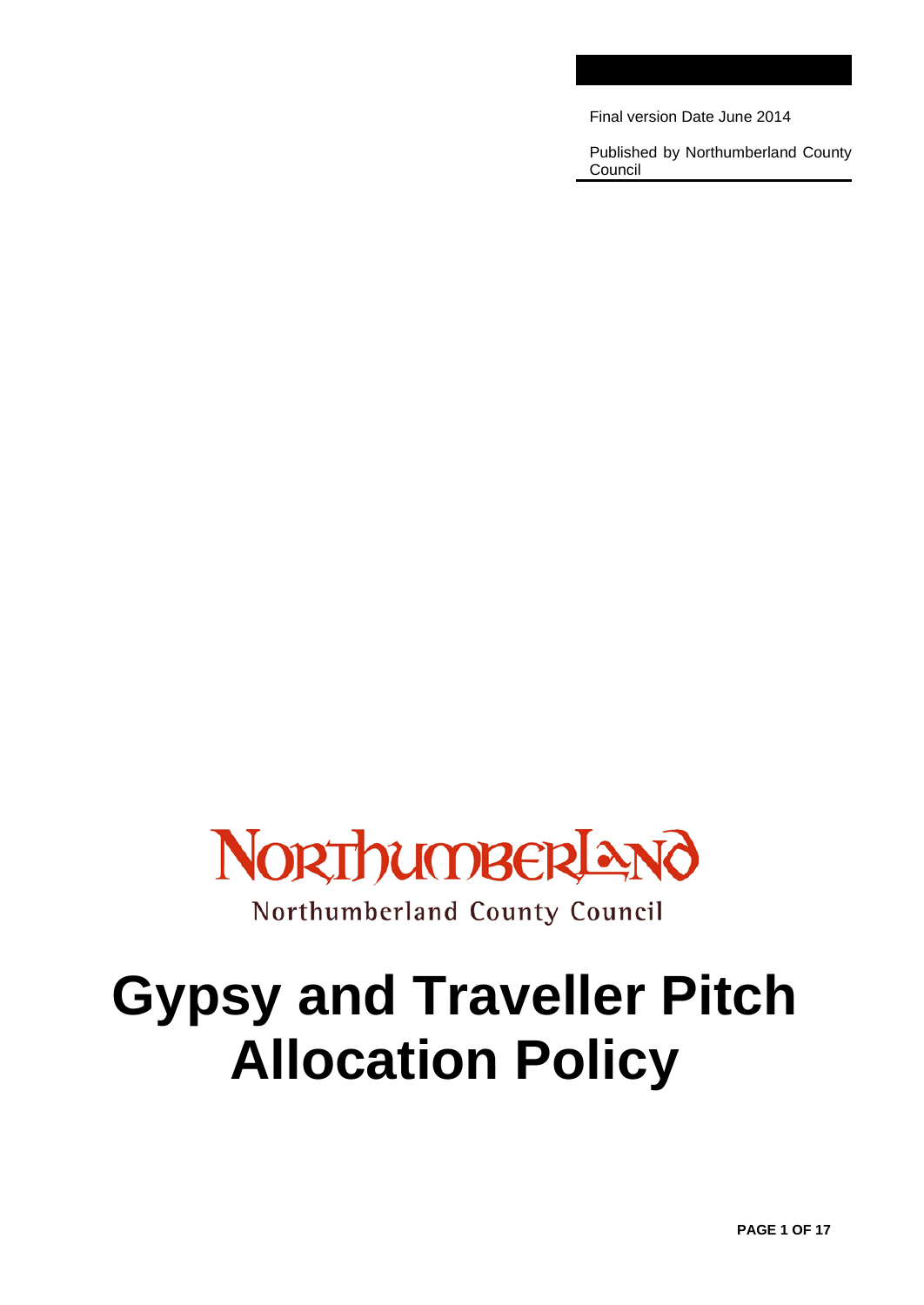Final version Date June 2014

Published by Northumberland County Council

Northumberland County Council

# Gypsy and Traveller Pitch Allocation Policy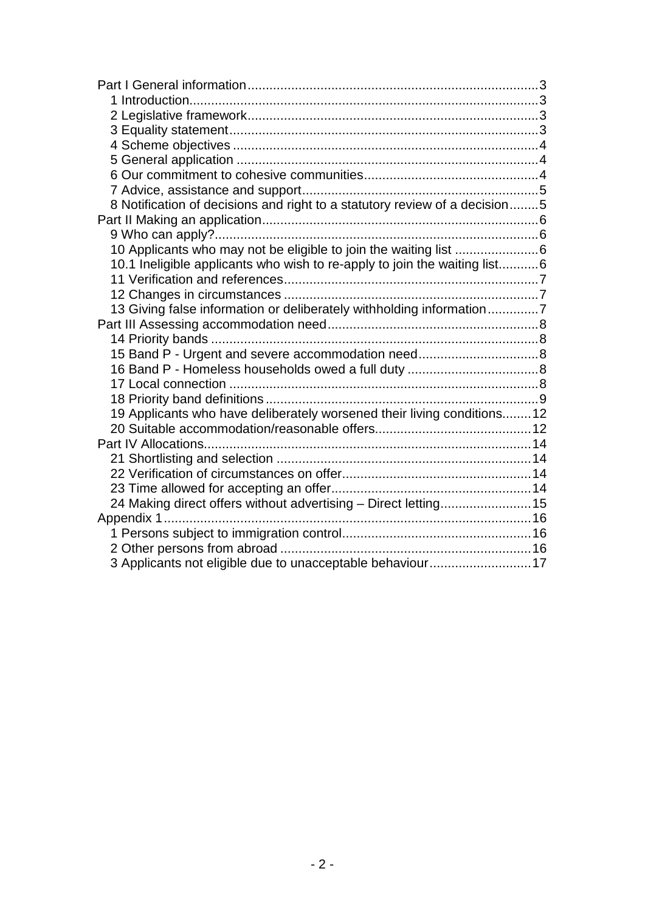- Part I General information ... 3
  - 1 Introduction ... 3
  - 2 Legislative framework ... 3
  - 3 Equality statement ... 3
  - 4 Scheme objectives ... 4
  - 5 General application ... 4
  - 6 Our commitment to cohesive communities ... 4
  - 7 Advice, assistance and support ... 5
  - 8 Notification of decisions and right to a statutory review of a decision ... 5
- Part II Making an application ... 6
  - 9 Who can apply? ... 6
  - 10 Applicants who may not be eligible to join the waiting list ... 6
  - 10.1 Ineligible applicants who wish to re-apply to join the waiting list ... 6
  - 11 Verification and references ... 7
  - 12 Changes in circumstances ... 7
  - 13 Giving false information or deliberately withholding information ... 7
- Part III Assessing accommodation need ... 8
  - 14 Priority bands ... 8
  - 15 Band P - Urgent and severe accommodation need ... 8
  - 16 Band P - Homeless households owed a full duty ... 8
  - 17 Local connection ... 8
  - 18 Priority band definitions ... 9
  - 19 Applicants who have deliberately worsened their living conditions ... 12
  - 20 Suitable accommodation/reasonable offers ... 12
- Part IV Allocations ... 14
  - 21 Shortlisting and selection ... 14
  - 22 Verification of circumstances on offer ... 14
  - 23 Time allowed for accepting an offer ... 14
  - 24 Making direct offers without advertising – Direct letting ... 15
- Appendix 1 ... 16
  - 1 Persons subject to immigration control ... 16
  - 2 Other persons from abroad ... 16
  - 3 Applicants not eligible due to unacceptable behaviour ... 17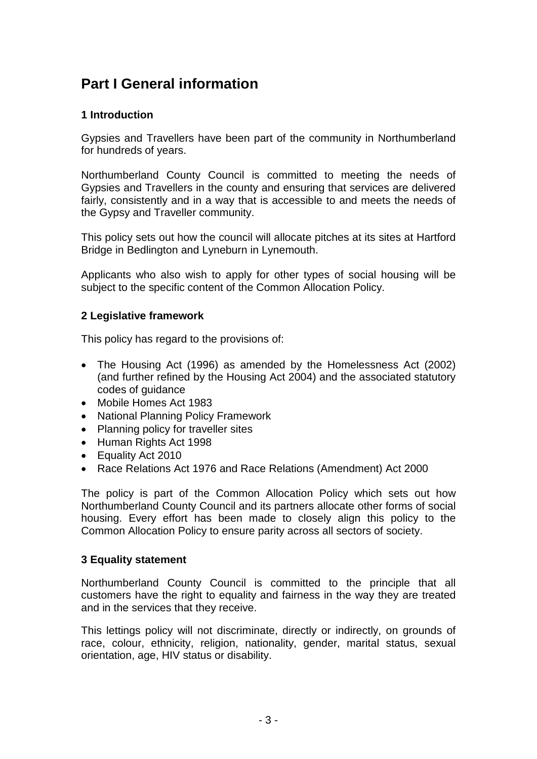# Part I General information

### 1 Introduction

Gypsies and Travellers have been part of the community in Northumberland for hundreds of years.

Northumberland County Council is committed to meeting the needs of Gypsies and Travellers in the county and ensuring that services are delivered fairly, consistently and in a way that is accessible to and meets the needs of the Gypsy and Traveller community.

This policy sets out how the council will allocate pitches at its sites at Hartford Bridge in Bedlington and Lyneburn in Lynemouth.

Applicants who also wish to apply for other types of social housing will be subject to the specific content of the Common Allocation Policy.

### 2 Legislative framework

This policy has regard to the provisions of:

- The Housing Act (1996) as amended by the Homelessness Act (2002) (and further refined by the Housing Act 2004) and the associated statutory codes of guidance
- Mobile Homes Act 1983
- National Planning Policy Framework
- Planning policy for traveller sites
- Human Rights Act 1998
- Equality Act 2010
- Race Relations Act 1976 and Race Relations (Amendment) Act 2000

The policy is part of the Common Allocation Policy which sets out how Northumberland County Council and its partners allocate other forms of social housing. Every effort has been made to closely align this policy to the Common Allocation Policy to ensure parity across all sectors of society.

### 3 Equality statement

Northumberland County Council is committed to the principle that all customers have the right to equality and fairness in the way they are treated and in the services that they receive.

This lettings policy will not discriminate, directly or indirectly, on grounds of race, colour, ethnicity, religion, nationality, gender, marital status, sexual orientation, age, HIV status or disability.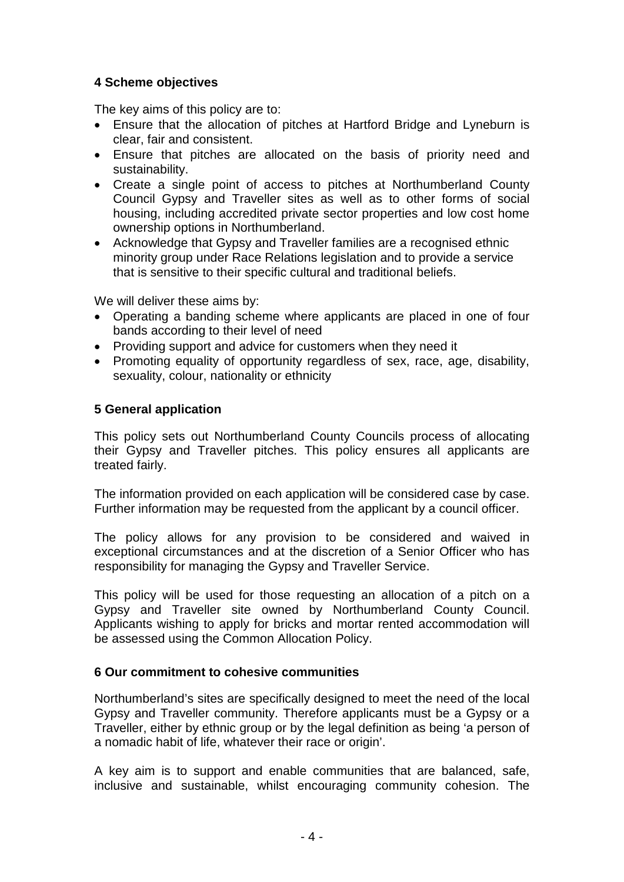## 4 Scheme objectives

The key aims of this policy are to:

- Ensure that the allocation of pitches at Hartford Bridge and Lyneburn is clear, fair and consistent.
- Ensure that pitches are allocated on the basis of priority need and sustainability.
- Create a single point of access to pitches at Northumberland County Council Gypsy and Traveller sites as well as to other forms of social housing, including accredited private sector properties and low cost home ownership options in Northumberland.
- Acknowledge that Gypsy and Traveller families are a recognised ethnic minority group under Race Relations legislation and to provide a service that is sensitive to their specific cultural and traditional beliefs.

We will deliver these aims by:

- Operating a banding scheme where applicants are placed in one of four bands according to their level of need
- Providing support and advice for customers when they need it
- Promoting equality of opportunity regardless of sex, race, age, disability, sexuality, colour, nationality or ethnicity

## 5 General application

This policy sets out Northumberland County Councils process of allocating their Gypsy and Traveller pitches. This policy ensures all applicants are treated fairly.

The information provided on each application will be considered case by case. Further information may be requested from the applicant by a council officer.

The policy allows for any provision to be considered and waived in exceptional circumstances and at the discretion of a Senior Officer who has responsibility for managing the Gypsy and Traveller Service.

This policy will be used for those requesting an allocation of a pitch on a Gypsy and Traveller site owned by Northumberland County Council. Applicants wishing to apply for bricks and mortar rented accommodation will be assessed using the Common Allocation Policy.

## 6 Our commitment to cohesive communities

Northumberland's sites are specifically designed to meet the need of the local Gypsy and Traveller community. Therefore applicants must be a Gypsy or a Traveller, either by ethnic group or by the legal definition as being 'a person of a nomadic habit of life, whatever their race or origin'.

A key aim is to support and enable communities that are balanced, safe, inclusive and sustainable, whilst encouraging community cohesion. The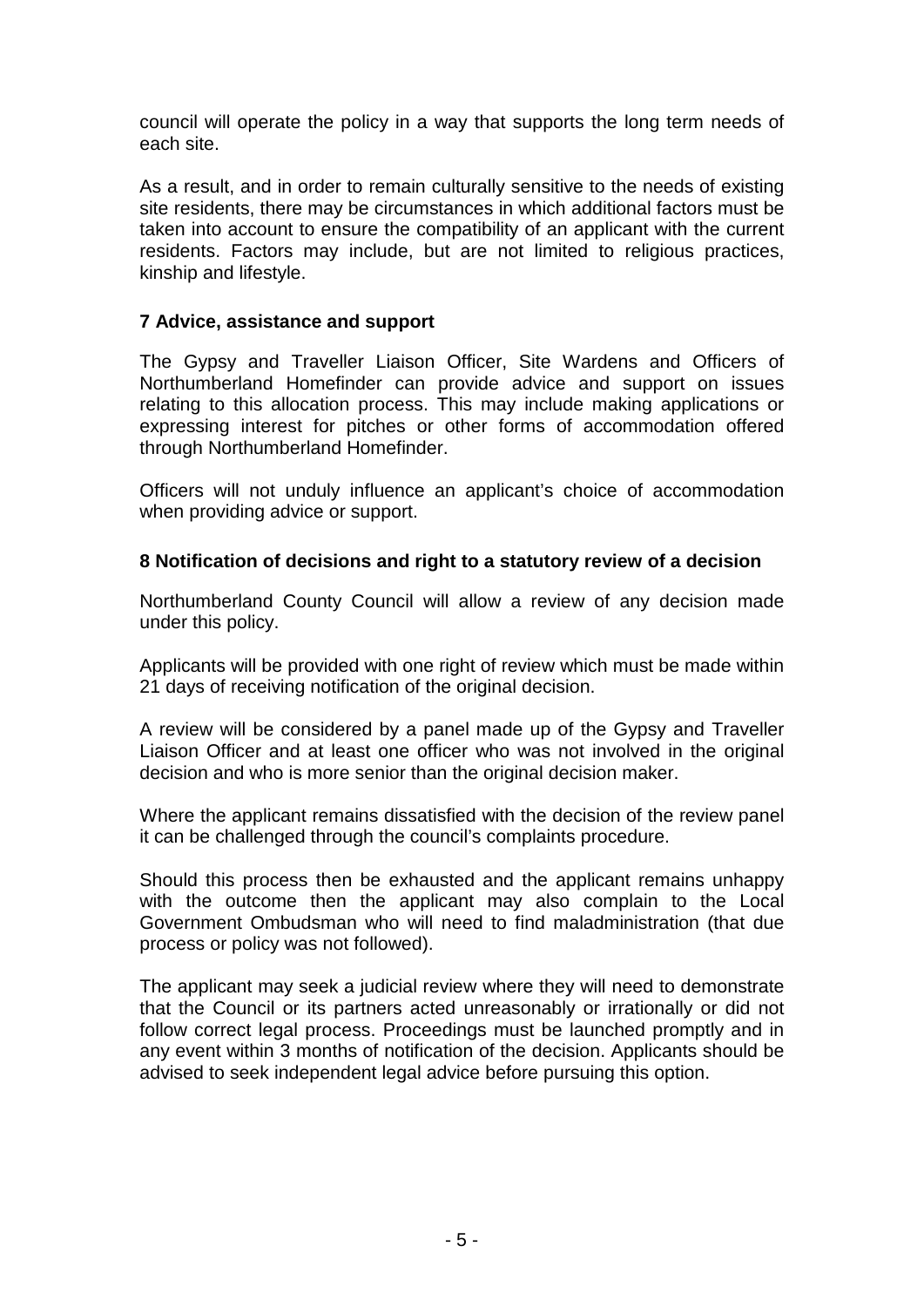council will operate the policy in a way that supports the long term needs of each site.

As a result, and in order to remain culturally sensitive to the needs of existing site residents, there may be circumstances in which additional factors must be taken into account to ensure the compatibility of an applicant with the current residents. Factors may include, but are not limited to religious practices, kinship and lifestyle.

## 7 Advice, assistance and support

The Gypsy and Traveller Liaison Officer, Site Wardens and Officers of Northumberland Homefinder can provide advice and support on issues relating to this allocation process. This may include making applications or expressing interest for pitches or other forms of accommodation offered through Northumberland Homefinder.

Officers will not unduly influence an applicant's choice of accommodation when providing advice or support.

## 8 Notification of decisions and right to a statutory review of a decision

Northumberland County Council will allow a review of any decision made under this policy.

Applicants will be provided with one right of review which must be made within 21 days of receiving notification of the original decision.

A review will be considered by a panel made up of the Gypsy and Traveller Liaison Officer and at least one officer who was not involved in the original decision and who is more senior than the original decision maker.

Where the applicant remains dissatisfied with the decision of the review panel it can be challenged through the council's complaints procedure.

Should this process then be exhausted and the applicant remains unhappy with the outcome then the applicant may also complain to the Local Government Ombudsman who will need to find maladministration (that due process or policy was not followed).

The applicant may seek a judicial review where they will need to demonstrate that the Council or its partners acted unreasonably or irrationally or did not follow correct legal process. Proceedings must be launched promptly and in any event within 3 months of notification of the decision. Applicants should be advised to seek independent legal advice before pursuing this option.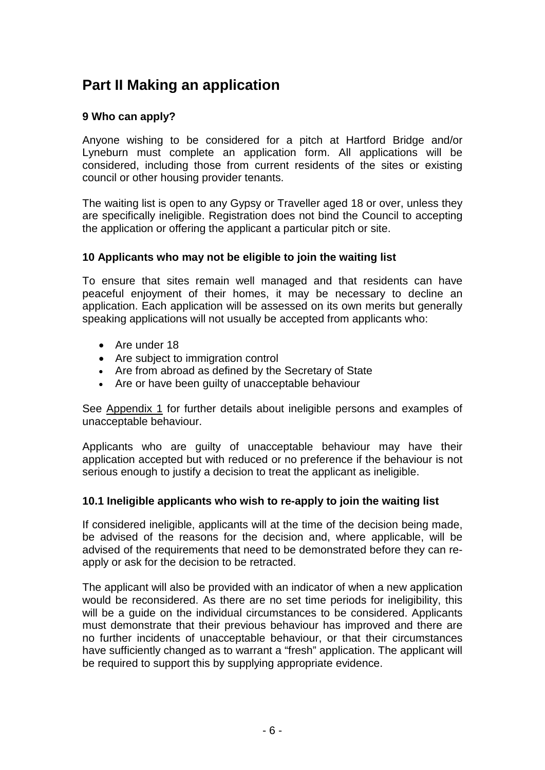# Part II Making an application

### 9 Who can apply?

Anyone wishing to be considered for a pitch at Hartford Bridge and/or Lyneburn must complete an application form. All applications will be considered, including those from current residents of the sites or existing council or other housing provider tenants.

The waiting list is open to any Gypsy or Traveller aged 18 or over, unless they are specifically ineligible. Registration does not bind the Council to accepting the application or offering the applicant a particular pitch or site.

### 10 Applicants who may not be eligible to join the waiting list

To ensure that sites remain well managed and that residents can have peaceful enjoyment of their homes, it may be necessary to decline an application. Each application will be assessed on its own merits but generally speaking applications will not usually be accepted from applicants who:

- Are under 18
- Are subject to immigration control
- Are from abroad as defined by the Secretary of State
- Are or have been guilty of unacceptable behaviour

See Appendix 1 for further details about ineligible persons and examples of unacceptable behaviour.

Applicants who are guilty of unacceptable behaviour may have their application accepted but with reduced or no preference if the behaviour is not serious enough to justify a decision to treat the applicant as ineligible.

### 10.1 Ineligible applicants who wish to re-apply to join the waiting list

If considered ineligible, applicants will at the time of the decision being made, be advised of the reasons for the decision and, where applicable, will be advised of the requirements that need to be demonstrated before they can re-apply or ask for the decision to be retracted.

The applicant will also be provided with an indicator of when a new application would be reconsidered. As there are no set time periods for ineligibility, this will be a guide on the individual circumstances to be considered. Applicants must demonstrate that their previous behaviour has improved and there are no further incidents of unacceptable behaviour, or that their circumstances have sufficiently changed as to warrant a "fresh" application. The applicant will be required to support this by supplying appropriate evidence.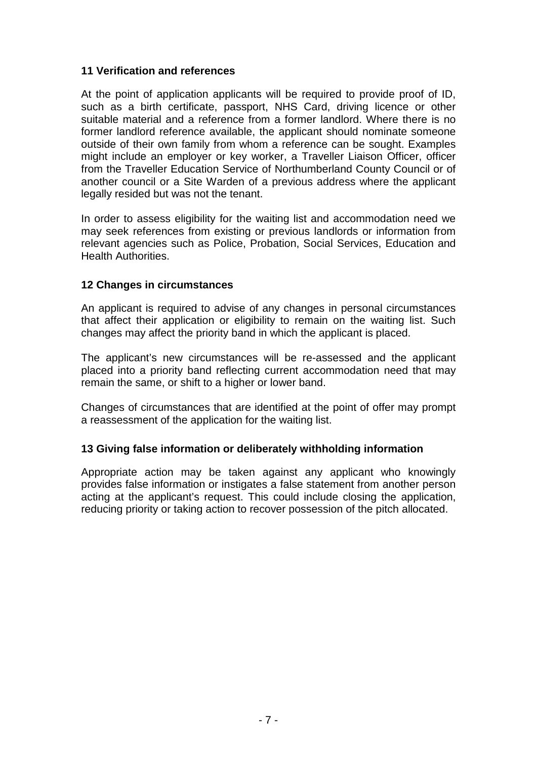## 11 Verification and references

At the point of application applicants will be required to provide proof of ID, such as a birth certificate, passport, NHS Card, driving licence or other suitable material and a reference from a former landlord. Where there is no former landlord reference available, the applicant should nominate someone outside of their own family from whom a reference can be sought. Examples might include an employer or key worker, a Traveller Liaison Officer, officer from the Traveller Education Service of Northumberland County Council or of another council or a Site Warden of a previous address where the applicant legally resided but was not the tenant.

In order to assess eligibility for the waiting list and accommodation need we may seek references from existing or previous landlords or information from relevant agencies such as Police, Probation, Social Services, Education and Health Authorities.

## 12 Changes in circumstances

An applicant is required to advise of any changes in personal circumstances that affect their application or eligibility to remain on the waiting list. Such changes may affect the priority band in which the applicant is placed.

The applicant's new circumstances will be re-assessed and the applicant placed into a priority band reflecting current accommodation need that may remain the same, or shift to a higher or lower band.

Changes of circumstances that are identified at the point of offer may prompt a reassessment of the application for the waiting list.

## 13 Giving false information or deliberately withholding information

Appropriate action may be taken against any applicant who knowingly provides false information or instigates a false statement from another person acting at the applicant's request. This could include closing the application, reducing priority or taking action to recover possession of the pitch allocated.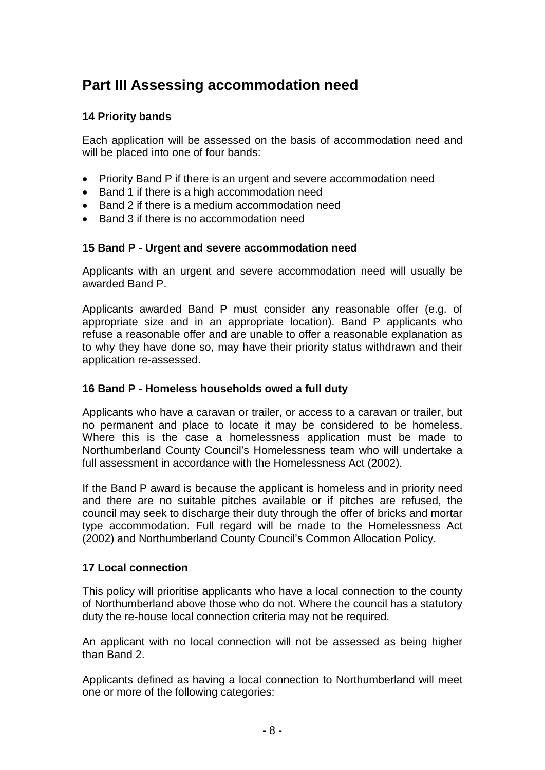# Part III Assessing accommodation need

### 14 Priority bands

Each application will be assessed on the basis of accommodation need and will be placed into one of four bands:

- Priority Band P if there is an urgent and severe accommodation need
- Band 1 if there is a high accommodation need
- Band 2 if there is a medium accommodation need
- Band 3 if there is no accommodation need

### 15 Band P - Urgent and severe accommodation need

Applicants with an urgent and severe accommodation need will usually be awarded Band P.

Applicants awarded Band P must consider any reasonable offer (e.g. of appropriate size and in an appropriate location). Band P applicants who refuse a reasonable offer and are unable to offer a reasonable explanation as to why they have done so, may have their priority status withdrawn and their application re-assessed.

### 16 Band P - Homeless households owed a full duty

Applicants who have a caravan or trailer, or access to a caravan or trailer, but no permanent and place to locate it may be considered to be homeless. Where this is the case a homelessness application must be made to Northumberland County Council's Homelessness team who will undertake a full assessment in accordance with the Homelessness Act (2002).

If the Band P award is because the applicant is homeless and in priority need and there are no suitable pitches available or if pitches are refused, the council may seek to discharge their duty through the offer of bricks and mortar type accommodation. Full regard will be made to the Homelessness Act (2002) and Northumberland County Council's Common Allocation Policy.

### 17 Local connection

This policy will prioritise applicants who have a local connection to the county of Northumberland above those who do not. Where the council has a statutory duty the re-house local connection criteria may not be required.

An applicant with no local connection will not be assessed as being higher than Band 2.

Applicants defined as having a local connection to Northumberland will meet one or more of the following categories: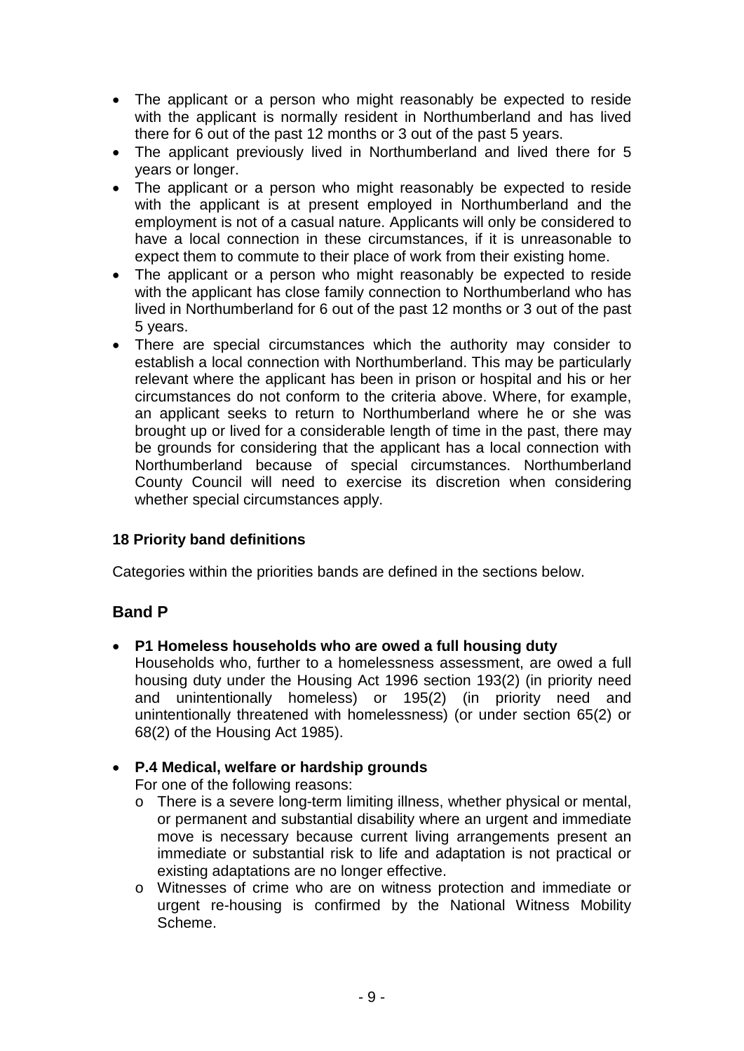- The applicant or a person who might reasonably be expected to reside with the applicant is normally resident in Northumberland and has lived there for 6 out of the past 12 months or 3 out of the past 5 years.
- The applicant previously lived in Northumberland and lived there for 5 years or longer.
- The applicant or a person who might reasonably be expected to reside with the applicant is at present employed in Northumberland and the employment is not of a casual nature. Applicants will only be considered to have a local connection in these circumstances, if it is unreasonable to expect them to commute to their place of work from their existing home.
- The applicant or a person who might reasonably be expected to reside with the applicant has close family connection to Northumberland who has lived in Northumberland for 6 out of the past 12 months or 3 out of the past 5 years.
- There are special circumstances which the authority may consider to establish a local connection with Northumberland. This may be particularly relevant where the applicant has been in prison or hospital and his or her circumstances do not conform to the criteria above. Where, for example, an applicant seeks to return to Northumberland where he or she was brought up or lived for a considerable length of time in the past, there may be grounds for considering that the applicant has a local connection with Northumberland because of special circumstances. Northumberland County Council will need to exercise its discretion when considering whether special circumstances apply.

### 18 Priority band definitions

Categories within the priorities bands are defined in the sections below.

## Band P

- **P1 Homeless households who are owed a full housing duty**
  Households who, further to a homelessness assessment, are owed a full housing duty under the Housing Act 1996 section 193(2) (in priority need and unintentionally homeless) or 195(2) (in priority need and unintentionally threatened with homelessness) (or under section 65(2) or 68(2) of the Housing Act 1985).

- **P.4 Medical, welfare or hardship grounds**
  For one of the following reasons:
  - There is a severe long-term limiting illness, whether physical or mental, or permanent and substantial disability where an urgent and immediate move is necessary because current living arrangements present an immediate or substantial risk to life and adaptation is not practical or existing adaptations are no longer effective.
  - Witnesses of crime who are on witness protection and immediate or urgent re-housing is confirmed by the National Witness Mobility Scheme.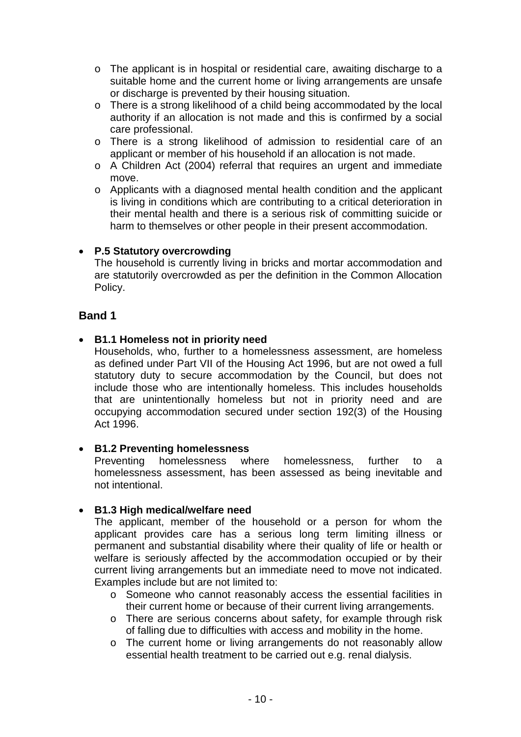- The applicant is in hospital or residential care, awaiting discharge to a suitable home and the current home or living arrangements are unsafe or discharge is prevented by their housing situation.
  - There is a strong likelihood of a child being accommodated by the local authority if an allocation is not made and this is confirmed by a social care professional.
  - There is a strong likelihood of admission to residential care of an applicant or member of his household if an allocation is not made.
  - A Children Act (2004) referral that requires an urgent and immediate move.
  - Applicants with a diagnosed mental health condition and the applicant is living in conditions which are contributing to a critical deterioration in their mental health and there is a serious risk of committing suicide or harm to themselves or other people in their present accommodation.

- **P.5 Statutory overcrowding**
  The household is currently living in bricks and mortar accommodation and are statutorily overcrowded as per the definition in the Common Allocation Policy.

## Band 1

- **B1.1 Homeless not in priority need**
  Households, who, further to a homelessness assessment, are homeless as defined under Part VII of the Housing Act 1996, but are not owed a full statutory duty to secure accommodation by the Council, but does not include those who are intentionally homeless. This includes households that are unintentionally homeless but not in priority need and are occupying accommodation secured under section 192(3) of the Housing Act 1996.

- **B1.2 Preventing homelessness**
  Preventing homelessness where homelessness, further to a homelessness assessment, has been assessed as being inevitable and not intentional.

- **B1.3 High medical/welfare need**
  The applicant, member of the household or a person for whom the applicant provides care has a serious long term limiting illness or permanent and substantial disability where their quality of life or health or welfare is seriously affected by the accommodation occupied or by their current living arrangements but an immediate need to move not indicated. Examples include but are not limited to:
  - Someone who cannot reasonably access the essential facilities in their current home or because of their current living arrangements.
  - There are serious concerns about safety, for example through risk of falling due to difficulties with access and mobility in the home.
  - The current home or living arrangements do not reasonably allow essential health treatment to be carried out e.g. renal dialysis.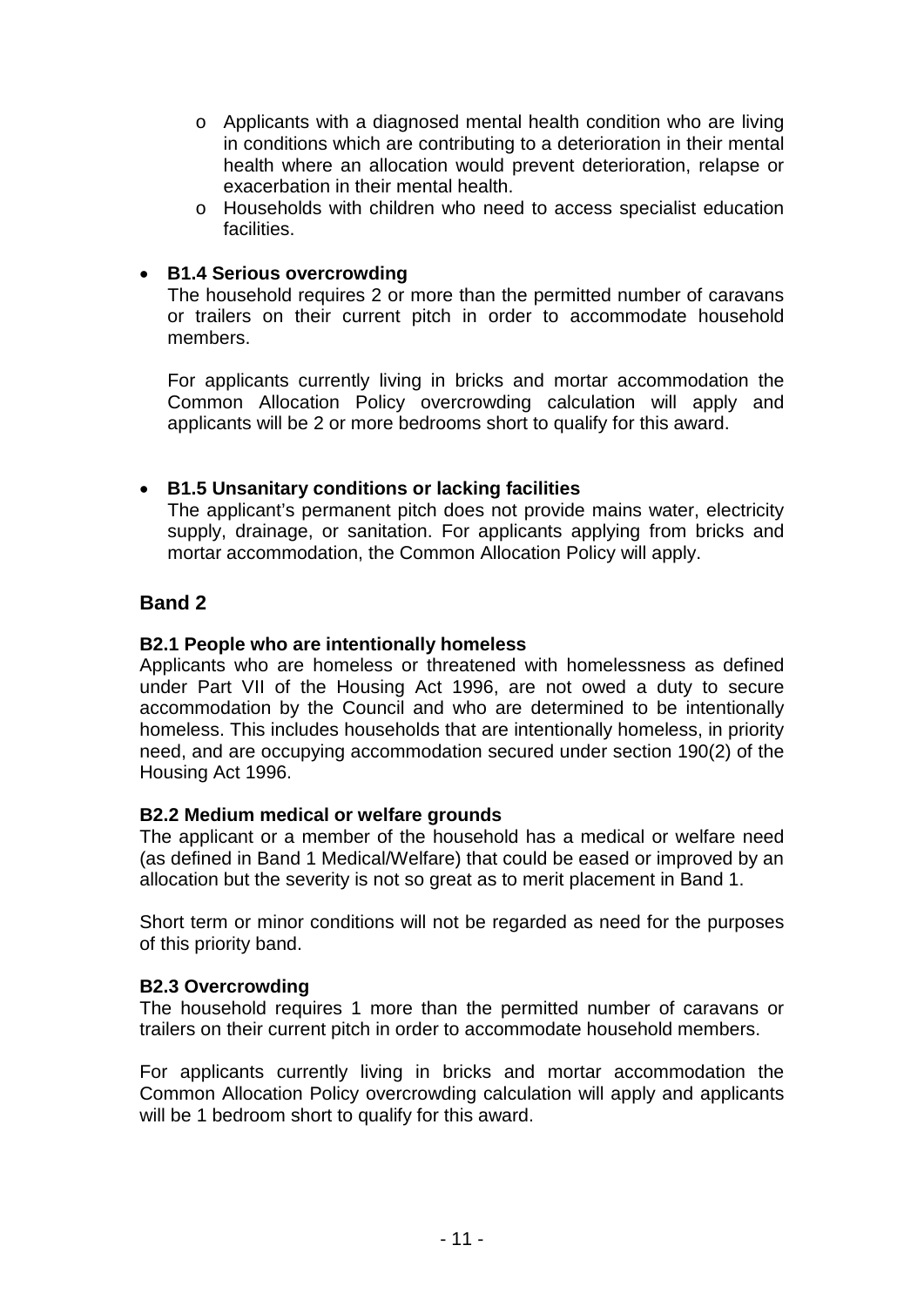- Applicants with a diagnosed mental health condition who are living in conditions which are contributing to a deterioration in their mental health where an allocation would prevent deterioration, relapse or exacerbation in their mental health.
  - Households with children who need to access specialist education facilities.

- **B1.4 Serious overcrowding**
  The household requires 2 or more than the permitted number of caravans or trailers on their current pitch in order to accommodate household members.

  For applicants currently living in bricks and mortar accommodation the Common Allocation Policy overcrowding calculation will apply and applicants will be 2 or more bedrooms short to qualify for this award.

- **B1.5 Unsanitary conditions or lacking facilities**
  The applicant's permanent pitch does not provide mains water, electricity supply, drainage, or sanitation. For applicants applying from bricks and mortar accommodation, the Common Allocation Policy will apply.

## Band 2

**B2.1 People who are intentionally homeless**

Applicants who are homeless or threatened with homelessness as defined under Part VII of the Housing Act 1996, are not owed a duty to secure accommodation by the Council and who are determined to be intentionally homeless. This includes households that are intentionally homeless, in priority need, and are occupying accommodation secured under section 190(2) of the Housing Act 1996.

**B2.2 Medium medical or welfare grounds**

The applicant or a member of the household has a medical or welfare need (as defined in Band 1 Medical/Welfare) that could be eased or improved by an allocation but the severity is not so great as to merit placement in Band 1.

Short term or minor conditions will not be regarded as need for the purposes of this priority band.

**B2.3 Overcrowding**

The household requires 1 more than the permitted number of caravans or trailers on their current pitch in order to accommodate household members.

For applicants currently living in bricks and mortar accommodation the Common Allocation Policy overcrowding calculation will apply and applicants will be 1 bedroom short to qualify for this award.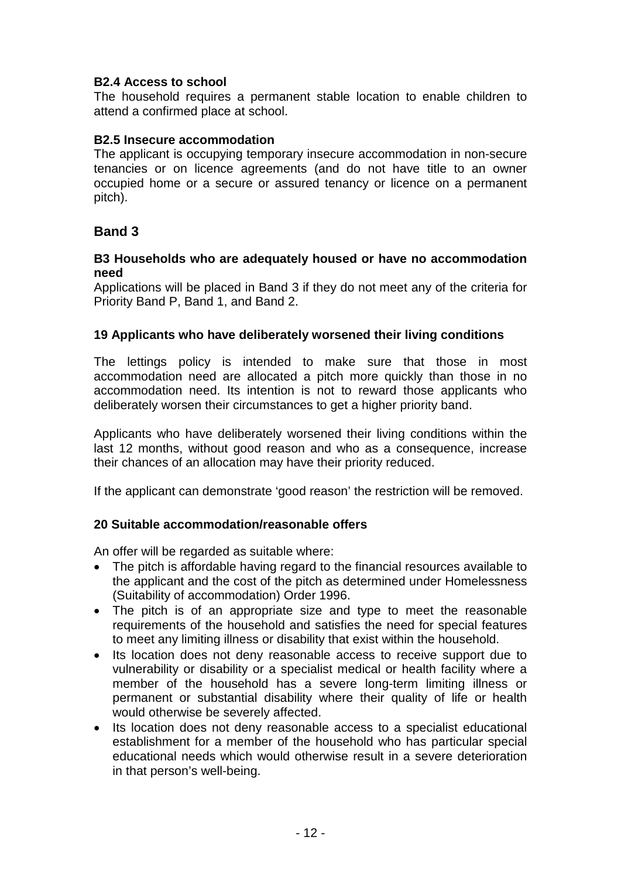**B2.4 Access to school**

The household requires a permanent stable location to enable children to attend a confirmed place at school.

**B2.5 Insecure accommodation**

The applicant is occupying temporary insecure accommodation in non-secure tenancies or on licence agreements (and do not have title to an owner occupied home or a secure or assured tenancy or licence on a permanent pitch).

## Band 3

**B3 Households who are adequately housed or have no accommodation need**

Applications will be placed in Band 3 if they do not meet any of the criteria for Priority Band P, Band 1, and Band 2.

### 19 Applicants who have deliberately worsened their living conditions

The lettings policy is intended to make sure that those in most accommodation need are allocated a pitch more quickly than those in no accommodation need. Its intention is not to reward those applicants who deliberately worsen their circumstances to get a higher priority band.

Applicants who have deliberately worsened their living conditions within the last 12 months, without good reason and who as a consequence, increase their chances of an allocation may have their priority reduced.

If the applicant can demonstrate 'good reason' the restriction will be removed.

### 20 Suitable accommodation/reasonable offers

An offer will be regarded as suitable where:

- The pitch is affordable having regard to the financial resources available to the applicant and the cost of the pitch as determined under Homelessness (Suitability of accommodation) Order 1996.
- The pitch is of an appropriate size and type to meet the reasonable requirements of the household and satisfies the need for special features to meet any limiting illness or disability that exist within the household.
- Its location does not deny reasonable access to receive support due to vulnerability or disability or a specialist medical or health facility where a member of the household has a severe long-term limiting illness or permanent or substantial disability where their quality of life or health would otherwise be severely affected.
- Its location does not deny reasonable access to a specialist educational establishment for a member of the household who has particular special educational needs which would otherwise result in a severe deterioration in that person's well-being.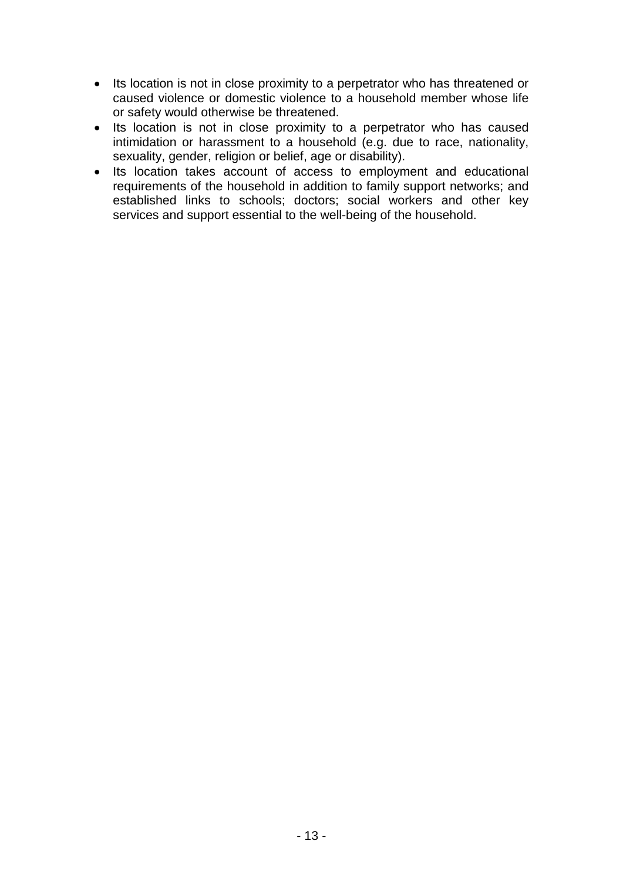- Its location is not in close proximity to a perpetrator who has threatened or caused violence or domestic violence to a household member whose life or safety would otherwise be threatened.
- Its location is not in close proximity to a perpetrator who has caused intimidation or harassment to a household (e.g. due to race, nationality, sexuality, gender, religion or belief, age or disability).
- Its location takes account of access to employment and educational requirements of the household in addition to family support networks; and established links to schools; doctors; social workers and other key services and support essential to the well-being of the household.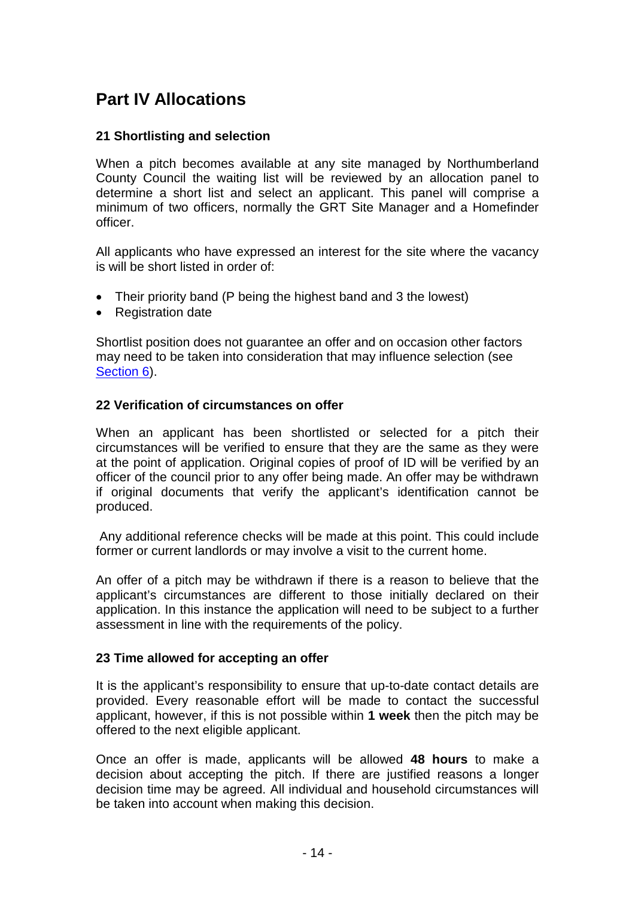## Part IV Allocations

### 21 Shortlisting and selection

When a pitch becomes available at any site managed by Northumberland County Council the waiting list will be reviewed by an allocation panel to determine a short list and select an applicant. This panel will comprise a minimum of two officers, normally the GRT Site Manager and a Homefinder officer.

All applicants who have expressed an interest for the site where the vacancy is will be short listed in order of:

- Their priority band (P being the highest band and 3 the lowest)
- Registration date

Shortlist position does not guarantee an offer and on occasion other factors may need to be taken into consideration that may influence selection (see Section 6).

### 22 Verification of circumstances on offer

When an applicant has been shortlisted or selected for a pitch their circumstances will be verified to ensure that they are the same as they were at the point of application. Original copies of proof of ID will be verified by an officer of the council prior to any offer being made. An offer may be withdrawn if original documents that verify the applicant's identification cannot be produced.

Any additional reference checks will be made at this point. This could include former or current landlords or may involve a visit to the current home.

An offer of a pitch may be withdrawn if there is a reason to believe that the applicant's circumstances are different to those initially declared on their application. In this instance the application will need to be subject to a further assessment in line with the requirements of the policy.

### 23 Time allowed for accepting an offer

It is the applicant's responsibility to ensure that up-to-date contact details are provided. Every reasonable effort will be made to contact the successful applicant, however, if this is not possible within **1 week** then the pitch may be offered to the next eligible applicant.

Once an offer is made, applicants will be allowed **48 hours** to make a decision about accepting the pitch. If there are justified reasons a longer decision time may be agreed. All individual and household circumstances will be taken into account when making this decision.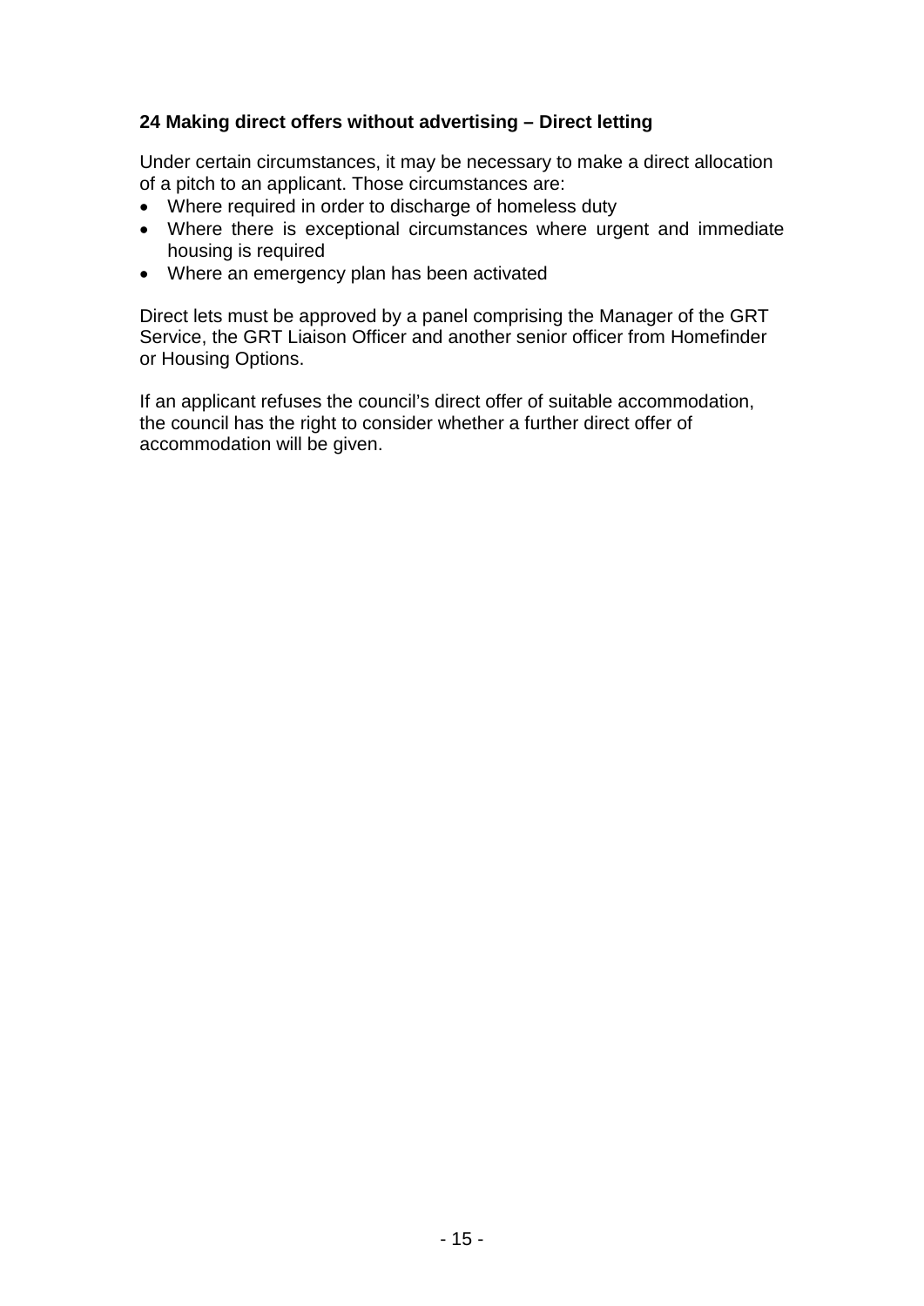**24 Making direct offers without advertising – Direct letting**

Under certain circumstances, it may be necessary to make a direct allocation of a pitch to an applicant. Those circumstances are:

- Where required in order to discharge of homeless duty
- Where there is exceptional circumstances where urgent and immediate housing is required
- Where an emergency plan has been activated

Direct lets must be approved by a panel comprising the Manager of the GRT Service, the GRT Liaison Officer and another senior officer from Homefinder or Housing Options.

If an applicant refuses the council's direct offer of suitable accommodation, the council has the right to consider whether a further direct offer of accommodation will be given.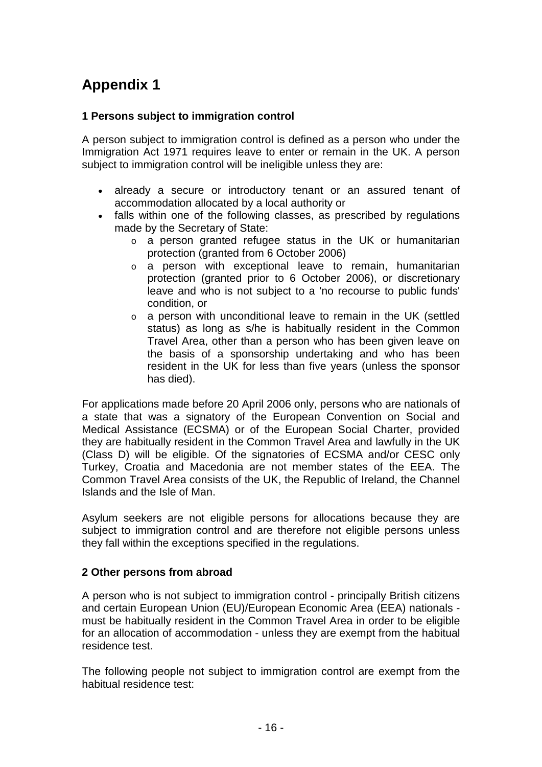# Appendix 1

### 1 Persons subject to immigration control

A person subject to immigration control is defined as a person who under the Immigration Act 1971 requires leave to enter or remain in the UK. A person subject to immigration control will be ineligible unless they are:

- already a secure or introductory tenant or an assured tenant of accommodation allocated by a local authority or
- falls within one of the following classes, as prescribed by regulations made by the Secretary of State:
    - a person granted refugee status in the UK or humanitarian protection (granted from 6 October 2006)
    - a person with exceptional leave to remain, humanitarian protection (granted prior to 6 October 2006), or discretionary leave and who is not subject to a 'no recourse to public funds' condition, or
    - a person with unconditional leave to remain in the UK (settled status) as long as s/he is habitually resident in the Common Travel Area, other than a person who has been given leave on the basis of a sponsorship undertaking and who has been resident in the UK for less than five years (unless the sponsor has died).

For applications made before 20 April 2006 only, persons who are nationals of a state that was a signatory of the European Convention on Social and Medical Assistance (ECSMA) or of the European Social Charter, provided they are habitually resident in the Common Travel Area and lawfully in the UK (Class D) will be eligible. Of the signatories of ECSMA and/or CESC only Turkey, Croatia and Macedonia are not member states of the EEA. The Common Travel Area consists of the UK, the Republic of Ireland, the Channel Islands and the Isle of Man.

Asylum seekers are not eligible persons for allocations because they are subject to immigration control and are therefore not eligible persons unless they fall within the exceptions specified in the regulations.

### 2 Other persons from abroad

A person who is not subject to immigration control - principally British citizens and certain European Union (EU)/European Economic Area (EEA) nationals - must be habitually resident in the Common Travel Area in order to be eligible for an allocation of accommodation - unless they are exempt from the habitual residence test.

The following people not subject to immigration control are exempt from the habitual residence test: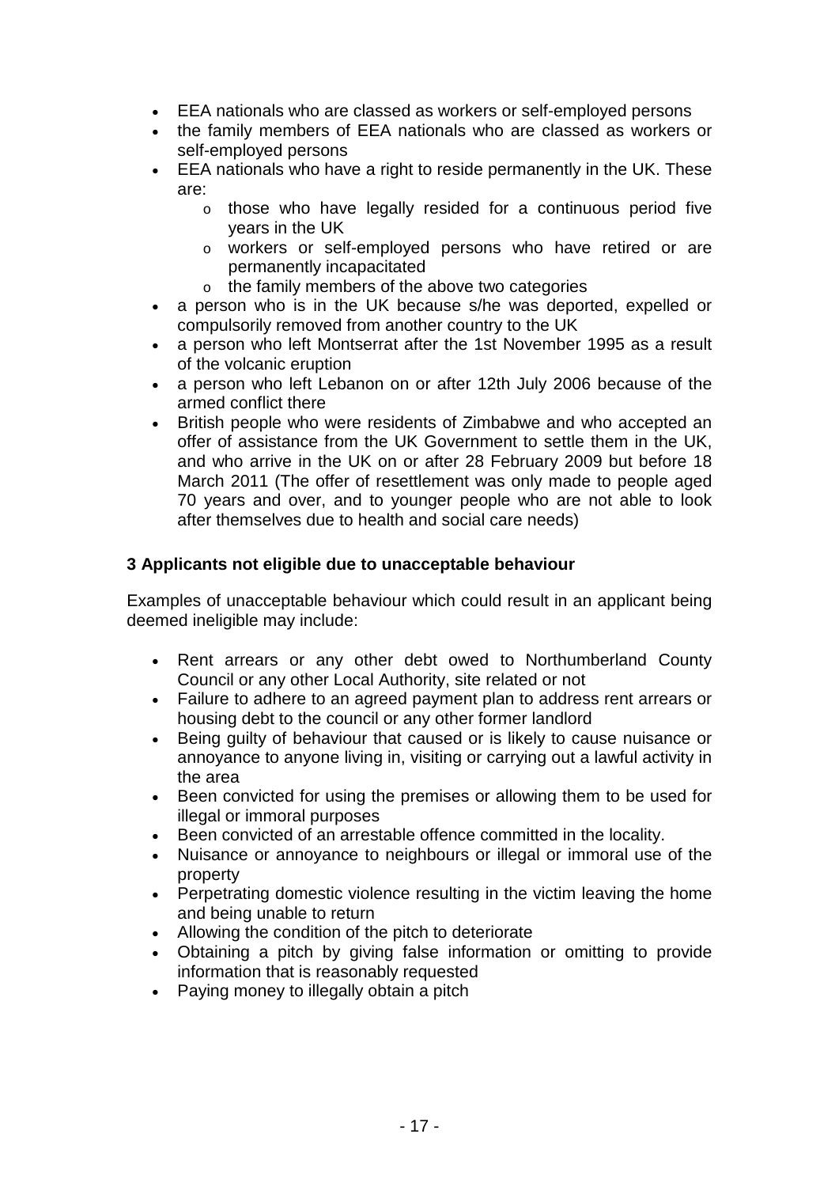- EEA nationals who are classed as workers or self-employed persons
- the family members of EEA nationals who are classed as workers or self-employed persons
- EEA nationals who have a right to reside permanently in the UK. These are:
  - those who have legally resided for a continuous period five years in the UK
  - workers or self-employed persons who have retired or are permanently incapacitated
  - the family members of the above two categories
- a person who is in the UK because s/he was deported, expelled or compulsorily removed from another country to the UK
- a person who left Montserrat after the 1st November 1995 as a result of the volcanic eruption
- a person who left Lebanon on or after 12th July 2006 because of the armed conflict there
- British people who were residents of Zimbabwe and who accepted an offer of assistance from the UK Government to settle them in the UK, and who arrive in the UK on or after 28 February 2009 but before 18 March 2011 (The offer of resettlement was only made to people aged 70 years and over, and to younger people who are not able to look after themselves due to health and social care needs)

### 3 Applicants not eligible due to unacceptable behaviour

Examples of unacceptable behaviour which could result in an applicant being deemed ineligible may include:

- Rent arrears or any other debt owed to Northumberland County Council or any other Local Authority, site related or not
- Failure to adhere to an agreed payment plan to address rent arrears or housing debt to the council or any other former landlord
- Being guilty of behaviour that caused or is likely to cause nuisance or annoyance to anyone living in, visiting or carrying out a lawful activity in the area
- Been convicted for using the premises or allowing them to be used for illegal or immoral purposes
- Been convicted of an arrestable offence committed in the locality.
- Nuisance or annoyance to neighbours or illegal or immoral use of the property
- Perpetrating domestic violence resulting in the victim leaving the home and being unable to return
- Allowing the condition of the pitch to deteriorate
- Obtaining a pitch by giving false information or omitting to provide information that is reasonably requested
- Paying money to illegally obtain a pitch